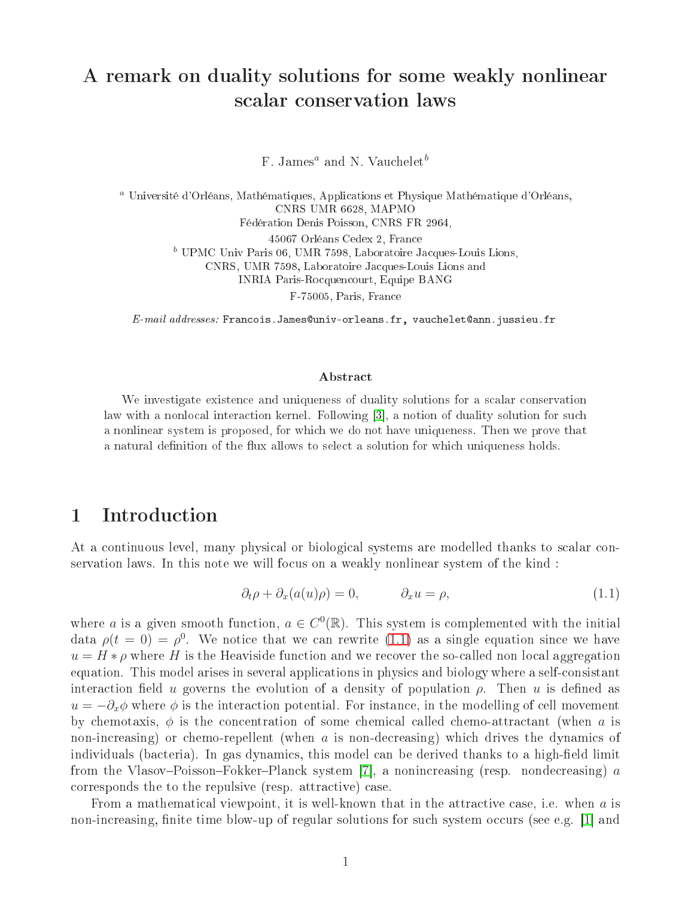# A remark on duality solutions for some weakly nonlinear scalar conservation laws

F. James[a] and N. Vauchelet[b]

[a] Université d'Orléans, Mathématiques, Applications et Physique Mathématique d'Orléans, CNRS UMR 6628, MAPMO
Fédération Denis Poisson, CNRS FR 2964,
45067 Orléans Cedex 2, France

[b] UPMC Univ Paris 06, UMR 7598, Laboratoire Jacques-Louis Lions, CNRS, UMR 7598, Laboratoire Jacques-Louis Lions and INRIA Paris-Rocquencourt, Equipe BANG
F-75005, Paris, France

*E-mail addresses:* Francois.James@univ-orleans.fr, vauchelet@ann.jussieu.fr

### Abstract

We investigate existence and uniqueness of duality solutions for a scalar conservation law with a nonlocal interaction kernel. Following [3], a notion of duality solution for such a nonlinear system is proposed, for which we do not have uniqueness. Then we prove that a natural definition of the flux allows to select a solution for which uniqueness holds.

## 1 Introduction

At a continuous level, many physical or biological systems are modelled thanks to scalar conservation laws. In this note we will focus on a weakly nonlinear system of the kind :

$$\partial_t \rho + \partial_x (a(u)\rho) = 0, \qquad \partial_x u = \rho, \tag{1.1}$$

where $a$ is a given smooth function, $a \in C^0(\mathbb{R})$. This system is complemented with the initial data $\rho(t=0) = \rho^0$. We notice that we can rewrite (1.1) as a single equation since we have $u = H * \rho$ where $H$ is the Heaviside function and we recover the so-called non local aggregation equation. This model arises in several applications in physics and biology where a self-consistant interaction field $u$ governs the evolution of a density of population $\rho$. Then $u$ is defined as $u = -\partial_x \phi$ where $\phi$ is the interaction potential. For instance, in the modelling of cell movement by chemotaxis, $\phi$ is the concentration of some chemical called chemo-attractant (when $a$ is non-increasing) or chemo-repellent (when $a$ is non-decreasing) which drives the dynamics of individuals (bacteria). In gas dynamics, this model can be derived thanks to a high-field limit from the Vlasov–Poisson–Fokker–Planck system [7], a nonincreasing (resp. nondecreasing) $a$ corresponds the to the repulsive (resp. attractive) case.

From a mathematical viewpoint, it is well-known that in the attractive case, i.e. when $a$ is non-increasing, finite time blow-up of regular solutions for such system occurs (see e.g. [1] and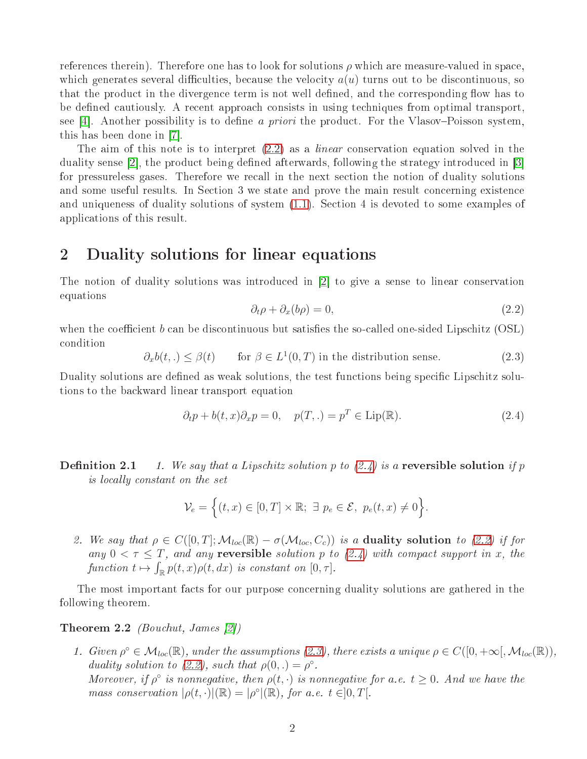references therein). Therefore one has to look for solutions $\rho$ which are measure-valued in space, which generates several difficulties, because the velocity $a(u)$ turns out to be discontinuous, so that the product in the divergence term is not well defined, and the corresponding flow has to be defined cautiously. A recent approach consists in using techniques from optimal transport, see [4]. Another possibility is to define *a priori* the product. For the Vlasov–Poisson system, this has been done in [7].

The aim of this note is to interpret (2.2) as a *linear* conservation equation solved in the duality sense [2], the product being defined afterwards, following the strategy introduced in [3] for pressureless gases. Therefore we recall in the next section the notion of duality solutions and some useful results. In Section 3 we state and prove the main result concerning existence and uniqueness of duality solutions of system (1.1). Section 4 is devoted to some examples of applications of this result.

## 2 Duality solutions for linear equations

The notion of duality solutions was introduced in [2] to give a sense to linear conservation equations

$$\partial_t \rho + \partial_x (b\rho) = 0, \tag{2.2}$$

when the coefficient $b$ can be discontinuous but satisfies the so-called one-sided Lipschitz (OSL) condition

$$\partial_x b(t,.) \leq \beta(t) \qquad \text{for } \beta \in L^1(0,T) \text{ in the distribution sense.} \tag{2.3}$$

Duality solutions are defined as weak solutions, the test functions being specific Lipschitz solutions to the backward linear transport equation

$$\partial_t p + b(t,x)\partial_x p = 0, \quad p(T,.) = p^T \in \mathrm{Lip}(\mathbb{R}). \tag{2.4}$$

**Definition 2.1** *1. We say that a Lipschitz solution $p$ to (2.4) is a* **reversible solution** *if $p$ is locally constant on the set*

$$\mathcal{V}_e = \Big\{(t,x) \in [0,T] \times \mathbb{R};\ \exists\ p_e \in \mathcal{E},\ p_e(t,x) \neq 0\Big\}.$$

*2. We say that $\rho \in C([0,T]; \mathcal{M}_{loc}(\mathbb{R}) - \sigma(\mathcal{M}_{loc}, C_c))$ is a* **duality solution** *to (2.2) if for any $0 < \tau \leq T$, and any* **reversible** *solution $p$ to (2.4) with compact support in $x$, the function $t \mapsto \int_{\mathbb{R}} p(t,x)\rho(t,dx)$ is constant on $[0,\tau]$.*

The most important facts for our purpose concerning duality solutions are gathered in the following theorem.

**Theorem 2.2** *(Bouchut, James [2])*

1. *Given $\rho^\circ \in \mathcal{M}_{loc}(\mathbb{R})$, under the assumptions (2.3), there exists a unique $\rho \in C([0,+\infty[, \mathcal{M}_{loc}(\mathbb{R}))$, duality solution to (2.2), such that $\rho(0,.) = \rho^\circ$.*
   *Moreover, if $\rho^\circ$ is nonnegative, then $\rho(t,\cdot)$ is nonnegative for a.e. $t \geq 0$. And we have the mass conservation $|\rho(t,\cdot)|(\mathbb{R}) = |\rho^\circ|(\mathbb{R})$, for a.e. $t \in ]0,T[$.*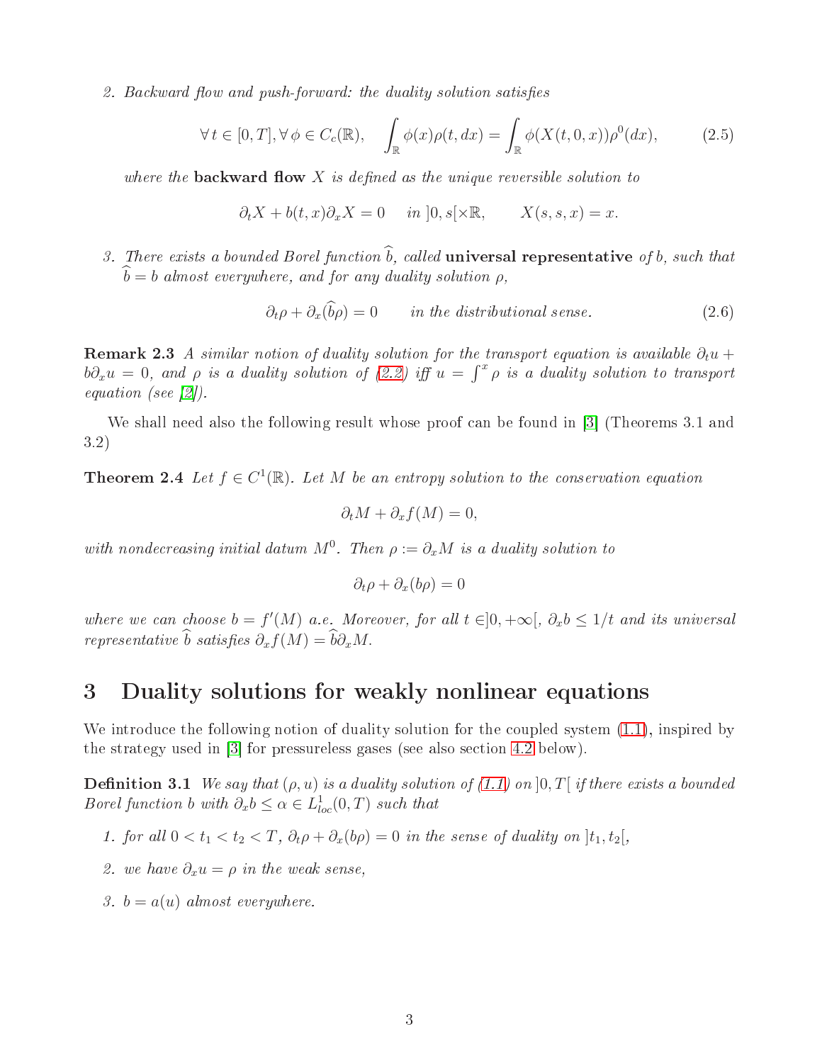2. *Backward flow and push-forward: the duality solution satisfies*

$$\forall\, t \in [0,T], \forall\, \phi \in C_c(\mathbb{R}), \quad \int_{\mathbb{R}} \phi(x)\rho(t,dx) = \int_{\mathbb{R}} \phi(X(t,0,x))\rho^0(dx), \tag{2.5}$$

*where the* **backward flow** $X$ *is defined as the unique reversible solution to*

$$\partial_t X + b(t,x)\partial_x X = 0 \quad \text{ in } ]0,s[\times\mathbb{R}, \qquad X(s,s,x) = x.$$

3. *There exists a bounded Borel function* $\widehat{b}$*, called* **universal representative** *of* $b$*, such that* $\widehat{b} = b$ *almost everywhere, and for any duality solution* $\rho$*,*

$$\partial_t \rho + \partial_x(\widehat{b}\rho) = 0 \qquad \text{in the distributional sense.} \tag{2.6}$$

**Remark 2.3** *A similar notion of duality solution for the transport equation is available* $\partial_t u + b\partial_x u = 0$*, and* $\rho$ *is a duality solution of (2.2) iff* $u = \int^x \rho$ *is a duality solution to transport equation (see [2]).*

We shall need also the following result whose proof can be found in [3] (Theorems 3.1 and 3.2)

**Theorem 2.4** *Let* $f \in C^1(\mathbb{R})$*. Let* $M$ *be an entropy solution to the conservation equation*

$$\partial_t M + \partial_x f(M) = 0,$$

*with nondecreasing initial datum* $M^0$*. Then* $\rho := \partial_x M$ *is a duality solution to*

$$\partial_t \rho + \partial_x(b\rho) = 0$$

*where we can choose* $b = f'(M)$ *a.e. Moreover, for all* $t \in ]0,+\infty[$*,* $\partial_x b \leq 1/t$ *and its universal representative* $\widehat{b}$ *satisfies* $\partial_x f(M) = \widehat{b}\partial_x M$*.*

# 3 Duality solutions for weakly nonlinear equations

We introduce the following notion of duality solution for the coupled system (1.1), inspired by the strategy used in [3] for pressureless gases (see also section 4.2 below).

**Definition 3.1** *We say that* $(\rho, u)$ *is a duality solution of (1.1) on* $]0,T[$ *if there exists a bounded Borel function* $b$ *with* $\partial_x b \leq \alpha \in L^1_{loc}(0,T)$ *such that*

1. *for all* $0 < t_1 < t_2 < T$*,* $\partial_t \rho + \partial_x(b\rho) = 0$ *in the sense of duality on* $]t_1, t_2[$*,*
2. *we have* $\partial_x u = \rho$ *in the weak sense,*
3. $b = a(u)$ *almost everywhere.*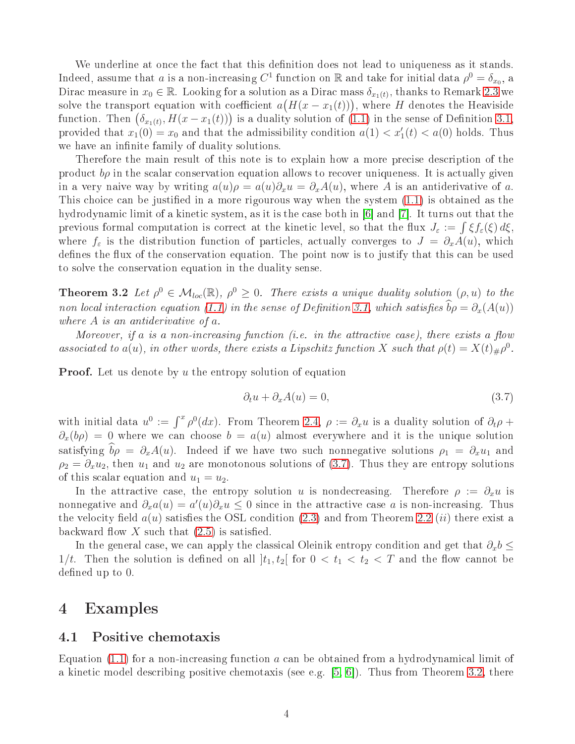We underline at once the fact that this definition does not lead to uniqueness as it stands. Indeed, assume that $a$ is a non-increasing $C^1$ function on $\mathbb{R}$ and take for initial data $\rho^0 = \delta_{x_0}$, a Dirac measure in $x_0 \in \mathbb{R}$. Looking for a solution as a Dirac mass $\delta_{x_1(t)}$, thanks to Remark 2.3 we solve the transport equation with coefficient $a\big(H(x - x_1(t))\big)$, where $H$ denotes the Heaviside function. Then $\big(\delta_{x_1(t)}, H(x - x_1(t))\big)$ is a duality solution of (1.1) in the sense of Definition 3.1, provided that $x_1(0) = x_0$ and that the admissibility condition $a(1) < x_1'(t) < a(0)$ holds. Thus we have an infinite family of duality solutions.

Therefore the main result of this note is to explain how a more precise description of the product $b\rho$ in the scalar conservation equation allows to recover uniqueness. It is actually given in a very naive way by writing $a(u)\rho = a(u)\partial_x u = \partial_x A(u)$, where $A$ is an antiderivative of $a$. This choice can be justified in a more rigourous way when the system (1.1) is obtained as the hydrodynamic limit of a kinetic system, as it is the case both in [6] and [7]. It turns out that the previous formal computation is correct at the kinetic level, so that the flux $J_\varepsilon := \int \xi f_\varepsilon(\xi)\, d\xi$, where $f_\varepsilon$ is the distribution function of particles, actually converges to $J = \partial_x A(u)$, which defines the flux of the conservation equation. The point now is to justify that this can be used to solve the conservation equation in the duality sense.

**Theorem 3.2** *Let $\rho^0 \in \mathcal{M}_{loc}(\mathbb{R})$, $\rho^0 \geq 0$. There exists a unique duality solution $(\rho, u)$ to the non local interaction equation (1.1) in the sense of Definition 3.1, which satisfies $\widehat{b}\rho = \partial_x(A(u))$ where $A$ is an antiderivative of $a$.*

*Moreover, if $a$ is a non-increasing function (i.e. in the attractive case), there exists a flow associated to $a(u)$, in other words, there exists a Lipschitz function $X$ such that $\rho(t) = X(t)_\# \rho^0$.*

**Proof.** Let us denote by $u$ the entropy solution of equation

$$\partial_t u + \partial_x A(u) = 0, \tag{3.7}$$

with initial data $u^0 := \int^x \rho^0(dx)$. From Theorem 2.4, $\rho := \partial_x u$ is a duality solution of $\partial_t \rho + \partial_x(b\rho) = 0$ where we can choose $b = a(u)$ almost everywhere and it is the unique solution satisfying $\widehat{b}\rho = \partial_x A(u)$. Indeed if we have two such nonnegative solutions $\rho_1 = \partial_x u_1$ and $\rho_2 = \partial_x u_2$, then $u_1$ and $u_2$ are monotonous solutions of (3.7). Thus they are entropy solutions of this scalar equation and $u_1 = u_2$.

In the attractive case, the entropy solution $u$ is nondecreasing. Therefore $\rho := \partial_x u$ is nonnegative and $\partial_x a(u) = a'(u)\partial_x u \leq 0$ since in the attractive case $a$ is non-increasing. Thus the velocity field $a(u)$ satisfies the OSL condition (2.3) and from Theorem 2.2 $(ii)$ there exist a backward flow $X$ such that (2.5) is satisfied.

In the general case, we can apply the classical Oleinik entropy condition and get that $\partial_x b \leq 1/t$. Then the solution is defined on all $]t_1, t_2[$ for $0 < t_1 < t_2 < T$ and the flow cannot be defined up to 0.

# 4 Examples

## 4.1 Positive chemotaxis

Equation (1.1) for a non-increasing function $a$ can be obtained from a hydrodynamical limit of a kinetic model describing positive chemotaxis (see e.g. [5, 6]). Thus from Theorem 3.2, there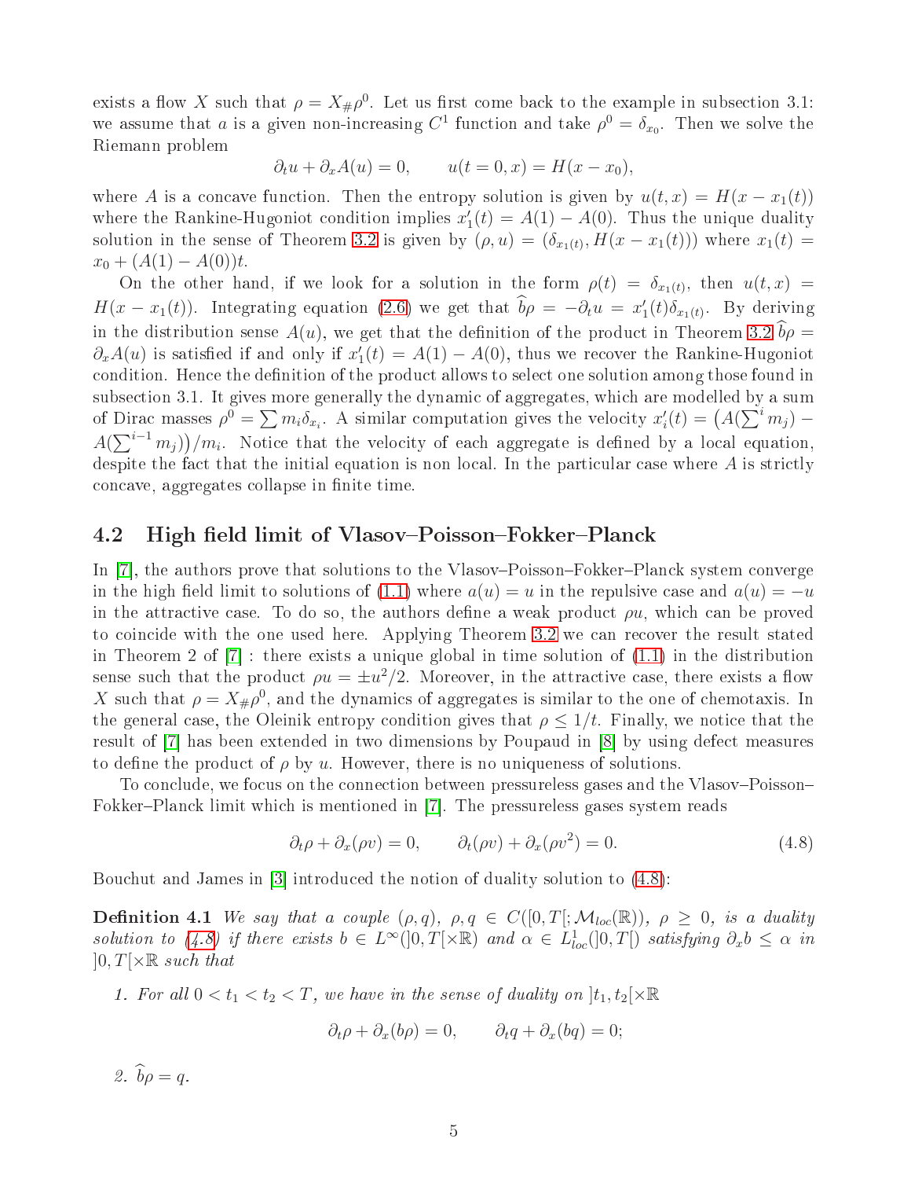exists a flow $X$ such that $\rho = X_\# \rho^0$. Let us first come back to the example in subsection 3.1: we assume that $a$ is a given non-increasing $C^1$ function and take $\rho^0 = \delta_{x_0}$. Then we solve the Riemann problem

$$\partial_t u + \partial_x A(u) = 0, \qquad u(t = 0, x) = H(x - x_0),$$

where $A$ is a concave function. Then the entropy solution is given by $u(t, x) = H(x - x_1(t))$ where the Rankine-Hugoniot condition implies $x_1'(t) = A(1) - A(0)$. Thus the unique duality solution in the sense of Theorem 3.2 is given by $(\rho, u) = (\delta_{x_1(t)}, H(x - x_1(t)))$ where $x_1(t) = x_0 + (A(1) - A(0))t$.

On the other hand, if we look for a solution in the form $\rho(t) = \delta_{x_1(t)}$, then $u(t, x) = H(x - x_1(t))$. Integrating equation (2.6) we get that $\widehat{b}\rho = -\partial_t u = x_1'(t)\delta_{x_1(t)}$. By deriving in the distribution sense $A(u)$, we get that the definition of the product in Theorem 3.2 $\widehat{b}\rho = \partial_x A(u)$ is satisfied if and only if $x_1'(t) = A(1) - A(0)$, thus we recover the Rankine-Hugoniot condition. Hence the definition of the product allows to select one solution among those found in subsection 3.1. It gives more generally the dynamic of aggregates, which are modelled by a sum of Dirac masses $\rho^0 = \sum m_i \delta_{x_i}$. A similar computation gives the velocity $x_i'(t) = \big(A(\sum^i m_j) - A(\sum^{i-1} m_j)\big)/m_i$. Notice that the velocity of each aggregate is defined by a local equation, despite the fact that the initial equation is non local. In the particular case where $A$ is strictly concave, aggregates collapse in finite time.

## 4.2 High field limit of Vlasov–Poisson–Fokker–Planck

In [7], the authors prove that solutions to the Vlasov–Poisson–Fokker–Planck system converge in the high field limit to solutions of (1.1) where $a(u) = u$ in the repulsive case and $a(u) = -u$ in the attractive case. To do so, the authors define a weak product $\rho u$, which can be proved to coincide with the one used here. Applying Theorem 3.2 we can recover the result stated in Theorem 2 of [7] : there exists a unique global in time solution of (1.1) in the distribution sense such that the product $\rho u = \pm u^2/2$. Moreover, in the attractive case, there exists a flow $X$ such that $\rho = X_\# \rho^0$, and the dynamics of aggregates is similar to the one of chemotaxis. In the general case, the Oleinik entropy condition gives that $\rho \leq 1/t$. Finally, we notice that the result of [7] has been extended in two dimensions by Poupaud in [8] by using defect measures to define the product of $\rho$ by $u$. However, there is no uniqueness of solutions.

To conclude, we focus on the connection between pressureless gases and the Vlasov–Poisson–Fokker–Planck limit which is mentioned in [7]. The pressureless gases system reads

$$\partial_t \rho + \partial_x(\rho v) = 0, \qquad \partial_t(\rho v) + \partial_x(\rho v^2) = 0. \tag{4.8}$$

Bouchut and James in [3] introduced the notion of duality solution to (4.8):

**Definition 4.1** *We say that a couple $(\rho, q)$, $\rho, q \in C([0, T[; \mathcal{M}_{loc}(\mathbb{R}))$, $\rho \geq 0$, is a duality solution to (4.8) if there exists $b \in L^\infty(]0, T[\times\mathbb{R})$ and $\alpha \in L^1_{loc}(]0, T[)$ satisfying $\partial_x b \leq \alpha$ in $]0, T[\times\mathbb{R}$ such that*

1. *For all $0 < t_1 < t_2 < T$, we have in the sense of duality on $]t_1, t_2[\times\mathbb{R}$*

$$\partial_t \rho + \partial_x(b\rho) = 0, \qquad \partial_t q + \partial_x(bq) = 0;$$

2. *$\widehat{b}\rho = q$.*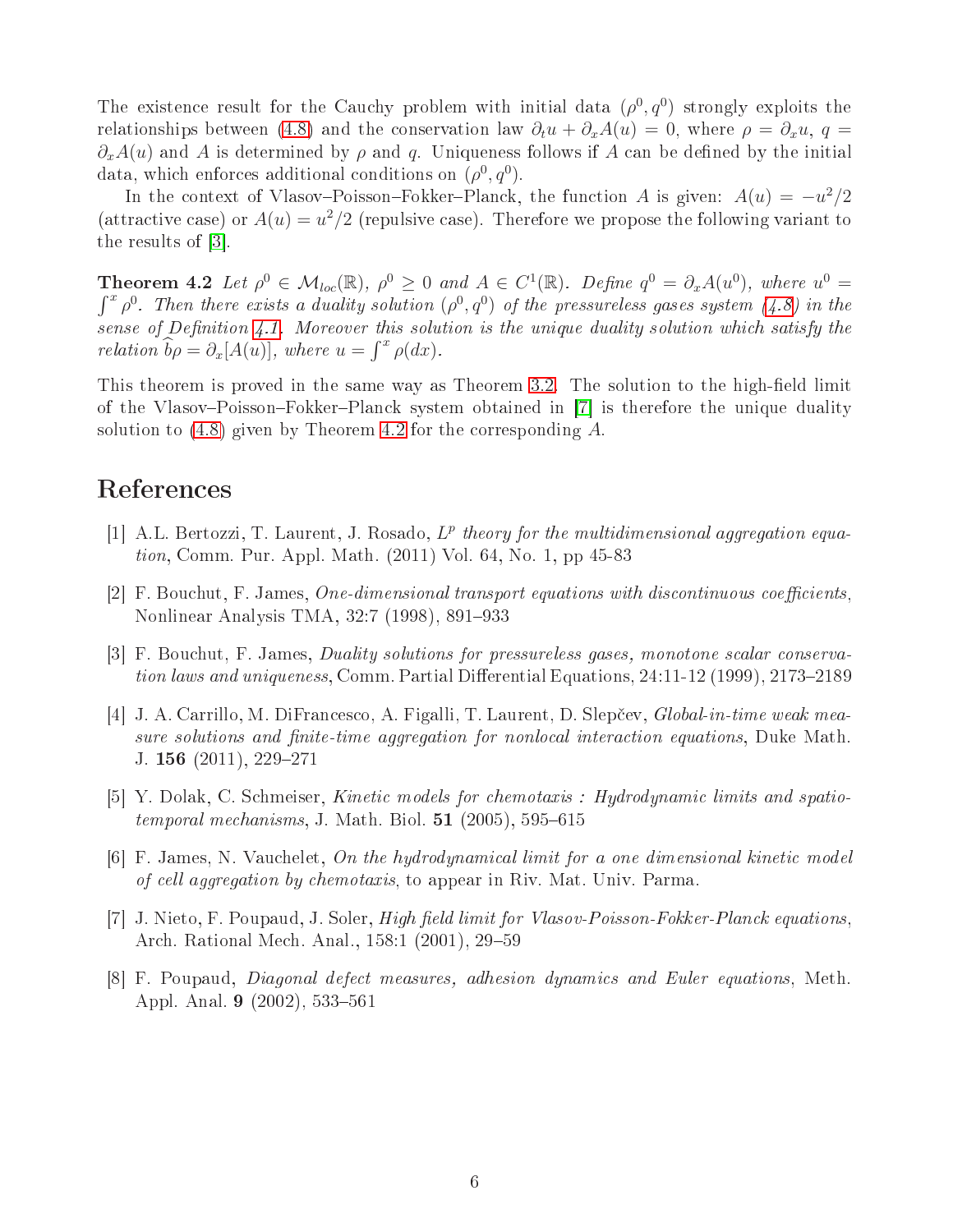The existence result for the Cauchy problem with initial data $(\rho^0, q^0)$ strongly exploits the relationships between (4.8) and the conservation law $\partial_t u + \partial_x A(u) = 0$, where $\rho = \partial_x u$, $q = \partial_x A(u)$ and $A$ is determined by $\rho$ and $q$. Uniqueness follows if $A$ can be defined by the initial data, which enforces additional conditions on $(\rho^0, q^0)$.

In the context of Vlasov–Poisson–Fokker–Planck, the function $A$ is given: $A(u) = -u^2/2$ (attractive case) or $A(u) = u^2/2$ (repulsive case). Therefore we propose the following variant to the results of [3].

**Theorem 4.2** *Let $\rho^0 \in \mathcal{M}_{loc}(\mathbb{R})$, $\rho^0 \geq 0$ and $A \in C^1(\mathbb{R})$. Define $q^0 = \partial_x A(u^0)$, where $u^0 = \int^x \rho^0$. Then there exists a duality solution $(\rho^0, q^0)$ of the pressureless gases system (4.8) in the sense of Definition 4.1. Moreover this solution is the unique duality solution which satisfy the relation $\widehat{b}\rho = \partial_x[A(u)]$, where $u = \int^x \rho(dx)$.*

This theorem is proved in the same way as Theorem 3.2. The solution to the high-field limit of the Vlasov–Poisson–Fokker–Planck system obtained in [7] is therefore the unique duality solution to (4.8) given by Theorem 4.2 for the corresponding $A$.

# References

[1] A.L. Bertozzi, T. Laurent, J. Rosado, *$L^p$ theory for the multidimensional aggregation equation*, Comm. Pur. Appl. Math. (2011) Vol. 64, No. 1, pp 45-83

[2] F. Bouchut, F. James, *One-dimensional transport equations with discontinuous coefficients*, Nonlinear Analysis TMA, 32:7 (1998), 891–933

[3] F. Bouchut, F. James, *Duality solutions for pressureless gases, monotone scalar conservation laws and uniqueness*, Comm. Partial Differential Equations, 24:11-12 (1999), 2173–2189

[4] J. A. Carrillo, M. DiFrancesco, A. Figalli, T. Laurent, D. Slepčev, *Global-in-time weak measure solutions and finite-time aggregation for nonlocal interaction equations*, Duke Math. J. **156** (2011), 229–271

[5] Y. Dolak, C. Schmeiser, *Kinetic models for chemotaxis : Hydrodynamic limits and spatio-temporal mechanisms*, J. Math. Biol. **51** (2005), 595–615

[6] F. James, N. Vauchelet, *On the hydrodynamical limit for a one dimensional kinetic model of cell aggregation by chemotaxis*, to appear in Riv. Mat. Univ. Parma.

[7] J. Nieto, F. Poupaud, J. Soler, *High field limit for Vlasov-Poisson-Fokker-Planck equations*, Arch. Rational Mech. Anal., 158:1 (2001), 29–59

[8] F. Poupaud, *Diagonal defect measures, adhesion dynamics and Euler equations*, Meth. Appl. Anal. **9** (2002), 533–561